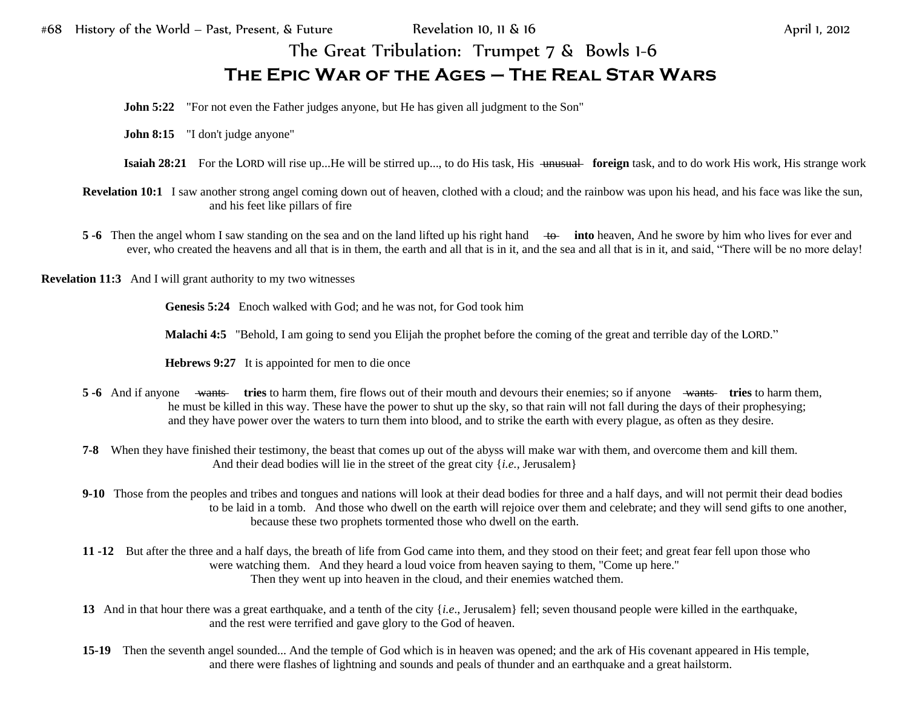#68 History of the World – Past, Present, & Future    Revelation 10, 11 & 16    April 1, 2012

# The Great Tribulation: Trumpet 7 & Bowls 1-6

## THE EPIC WAR OF THE AGES – THE REAL STAR WARS

**John 5:22** "For not even the Father judges anyone, but He has given all judgment to the Son"

**John 8:15** "I don't judge anyone"

**Isaiah 28:21** For the LORD will rise up...He will be stirred up..., to do His task, His ~~unusual~~ **foreign** task, and to do work His work, His strange work

**Revelation 10:1** I saw another strong angel coming down out of heaven, clothed with a cloud; and the rainbow was upon his head, and his face was like the sun, and his feet like pillars of fire

**5 -6** Then the angel whom I saw standing on the sea and on the land lifted up his right hand ~~to~~ **into** heaven, And he swore by him who lives for ever and ever, who created the heavens and all that is in them, the earth and all that is in it, and the sea and all that is in it, and said, "There will be no more delay!

**Revelation 11:3** And I will grant authority to my two witnesses

**Genesis 5:24** Enoch walked with God; and he was not, for God took him

**Malachi 4:5** "Behold, I am going to send you Elijah the prophet before the coming of the great and terrible day of the LORD."

**Hebrews 9:27** It is appointed for men to die once

**5 -6** And if anyone ~~wants~~ **tries** to harm them, fire flows out of their mouth and devours their enemies; so if anyone ~~wants~~ **tries** to harm them, he must be killed in this way. These have the power to shut up the sky, so that rain will not fall during the days of their prophesying; and they have power over the waters to turn them into blood, and to strike the earth with every plague, as often as they desire.

**7-8** When they have finished their testimony, the beast that comes up out of the abyss will make war with them, and overcome them and kill them. And their dead bodies will lie in the street of the great city {*i.e.*, Jerusalem}

**9-10** Those from the peoples and tribes and tongues and nations will look at their dead bodies for three and a half days, and will not permit their dead bodies to be laid in a tomb. And those who dwell on the earth will rejoice over them and celebrate; and they will send gifts to one another, because these two prophets tormented those who dwell on the earth.

**11 -12** But after the three and a half days, the breath of life from God came into them, and they stood on their feet; and great fear fell upon those who were watching them. And they heard a loud voice from heaven saying to them, "Come up here." Then they went up into heaven in the cloud, and their enemies watched them.

**13** And in that hour there was a great earthquake, and a tenth of the city {*i.e.*, Jerusalem} fell; seven thousand people were killed in the earthquake, and the rest were terrified and gave glory to the God of heaven.

**15-19** Then the seventh angel sounded... And the temple of God which is in heaven was opened; and the ark of His covenant appeared in His temple, and there were flashes of lightning and sounds and peals of thunder and an earthquake and a great hailstorm.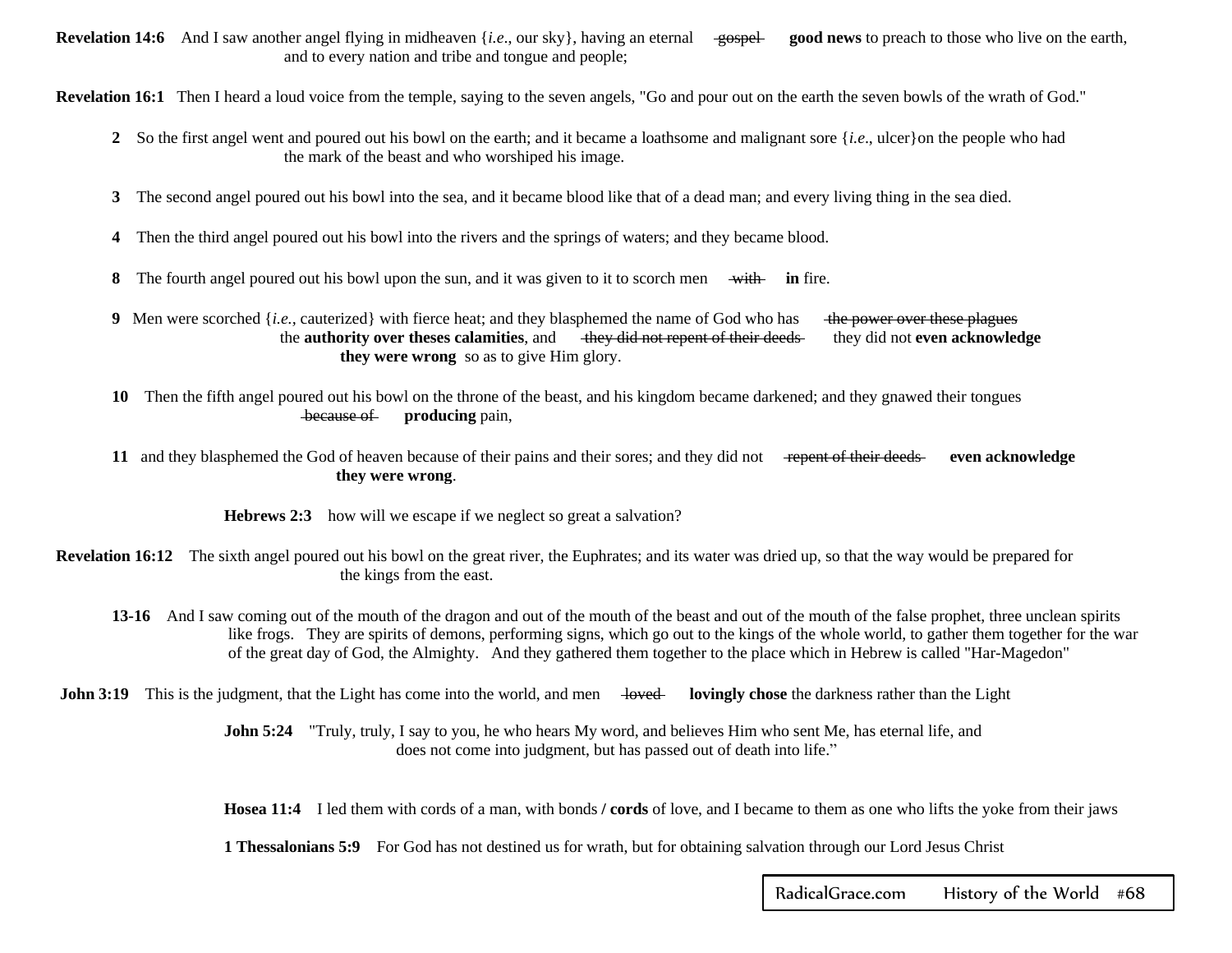**Revelation 14:6** And I saw another angel flying in midheaven {*i.e.*, our sky}, having an eternal ~~gospel~~ **good news** to preach to those who live on the earth, and to every nation and tribe and tongue and people;

**Revelation 16:1** Then I heard a loud voice from the temple, saying to the seven angels, "Go and pour out on the earth the seven bowls of the wrath of God."

**2** So the first angel went and poured out his bowl on the earth; and it became a loathsome and malignant sore {*i.e.*, ulcer}on the people who had the mark of the beast and who worshiped his image.

**3** The second angel poured out his bowl into the sea, and it became blood like that of a dead man; and every living thing in the sea died.

**4** Then the third angel poured out his bowl into the rivers and the springs of waters; and they became blood.

**8** The fourth angel poured out his bowl upon the sun, and it was given to it to scorch men ~~with~~ **in** fire.

**9** Men were scorched {*i.e.*, cauterized} with fierce heat; and they blasphemed the name of God who has ~~the power over these plagues~~ the **authority over theses calamities**, and ~~they did not repent of their deeds~~ they did not **even acknowledge they were wrong** so as to give Him glory.

**10** Then the fifth angel poured out his bowl on the throne of the beast, and his kingdom became darkened; and they gnawed their tongues ~~because of~~ **producing** pain,

**11** and they blasphemed the God of heaven because of their pains and their sores; and they did not ~~repent of their deeds~~ **even acknowledge they were wrong**.

**Hebrews 2:3** how will we escape if we neglect so great a salvation?

**Revelation 16:12** The sixth angel poured out his bowl on the great river, the Euphrates; and its water was dried up, so that the way would be prepared for the kings from the east.

**13-16** And I saw coming out of the mouth of the dragon and out of the mouth of the beast and out of the mouth of the false prophet, three unclean spirits like frogs. They are spirits of demons, performing signs, which go out to the kings of the whole world, to gather them together for the war of the great day of God, the Almighty. And they gathered them together to the place which in Hebrew is called "Har-Magedon"

**John 3:19** This is the judgment, that the Light has come into the world, and men ~~loved~~ **lovingly chose** the darkness rather than the Light

**John 5:24** "Truly, truly, I say to you, he who hears My word, and believes Him who sent Me, has eternal life, and does not come into judgment, but has passed out of death into life."

**Hosea 11:4** I led them with cords of a man, with bonds **/ cords** of love, and I became to them as one who lifts the yoke from their jaws

**1 Thessalonians 5:9** For God has not destined us for wrath, but for obtaining salvation through our Lord Jesus Christ

RadicalGrace.com History of the World #68